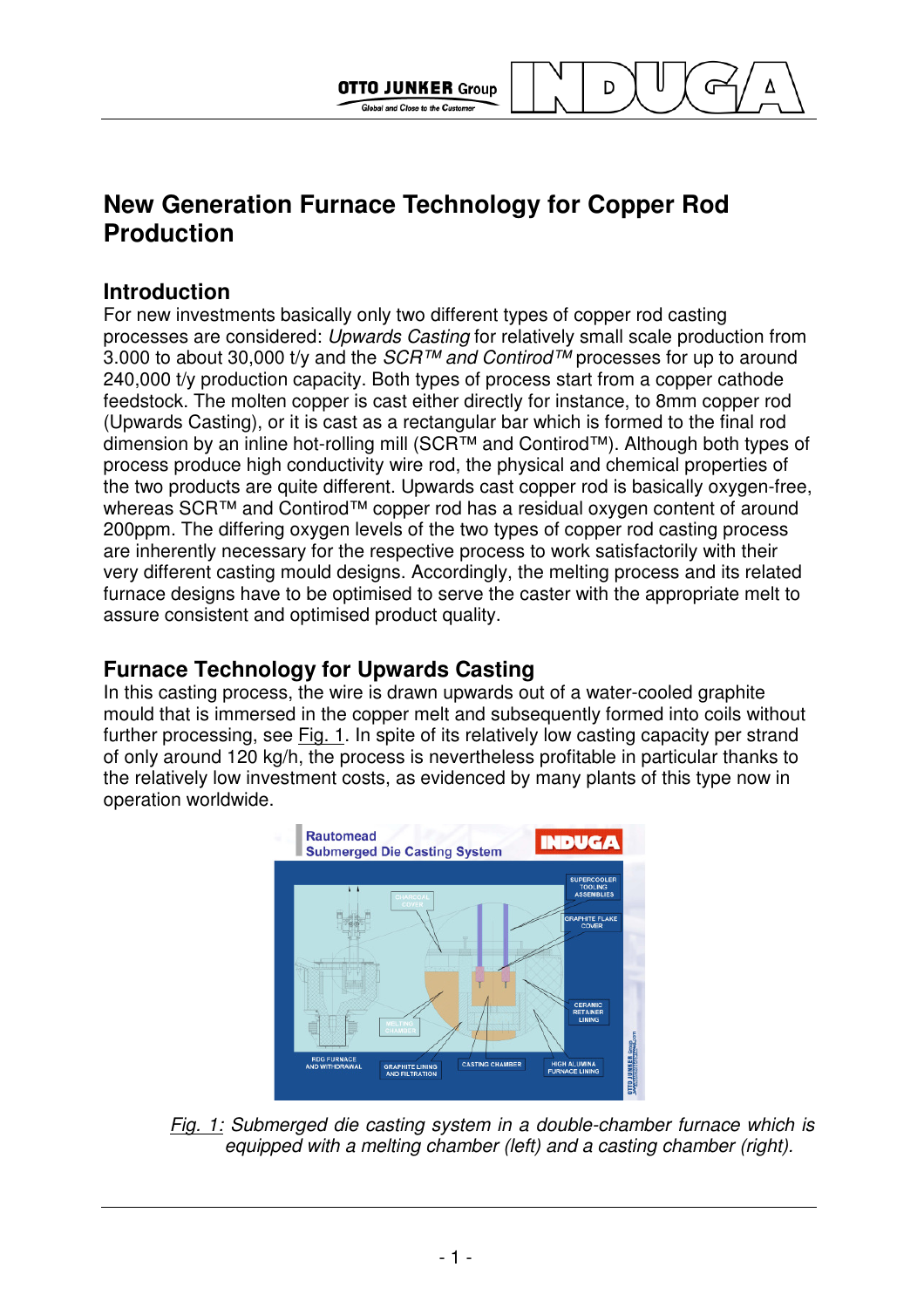# New Generation Furnace Technology for Copper Rod Production

## Introduction

For new investments basically only two different types of copper rod casting processes are considered: *Upwards Casting* for relatively small scale production from 3.000 to about 30,000 t/y and the *SCR™ and Contirod™* processes for up to around 240,000 t/y production capacity. Both types of process start from a copper cathode feedstock. The molten copper is cast either directly for instance, to 8mm copper rod (Upwards Casting), or it is cast as a rectangular bar which is formed to the final rod dimension by an inline hot-rolling mill (SCR™ and Contirod™). Although both types of process produce high conductivity wire rod, the physical and chemical properties of the two products are quite different. Upwards cast copper rod is basically oxygen-free, whereas SCR™ and Contirod™ copper rod has a residual oxygen content of around 200ppm. The differing oxygen levels of the two types of copper rod casting process are inherently necessary for the respective process to work satisfactorily with their very different casting mould designs. Accordingly, the melting process and its related furnace designs have to be optimised to serve the caster with the appropriate melt to assure consistent and optimised product quality.

## Furnace Technology for Upwards Casting

In this casting process, the wire is drawn upwards out of a water-cooled graphite mould that is immersed in the copper melt and subsequently formed into coils without further processing, see Fig. 1. In spite of its relatively low casting capacity per strand of only around 120 kg/h, the process is nevertheless profitable in particular thanks to the relatively low investment costs, as evidenced by many plants of this type now in operation worldwide.

*Fig. 1: Submerged die casting system in a double-chamber furnace which is equipped with a melting chamber (left) and a casting chamber (right).*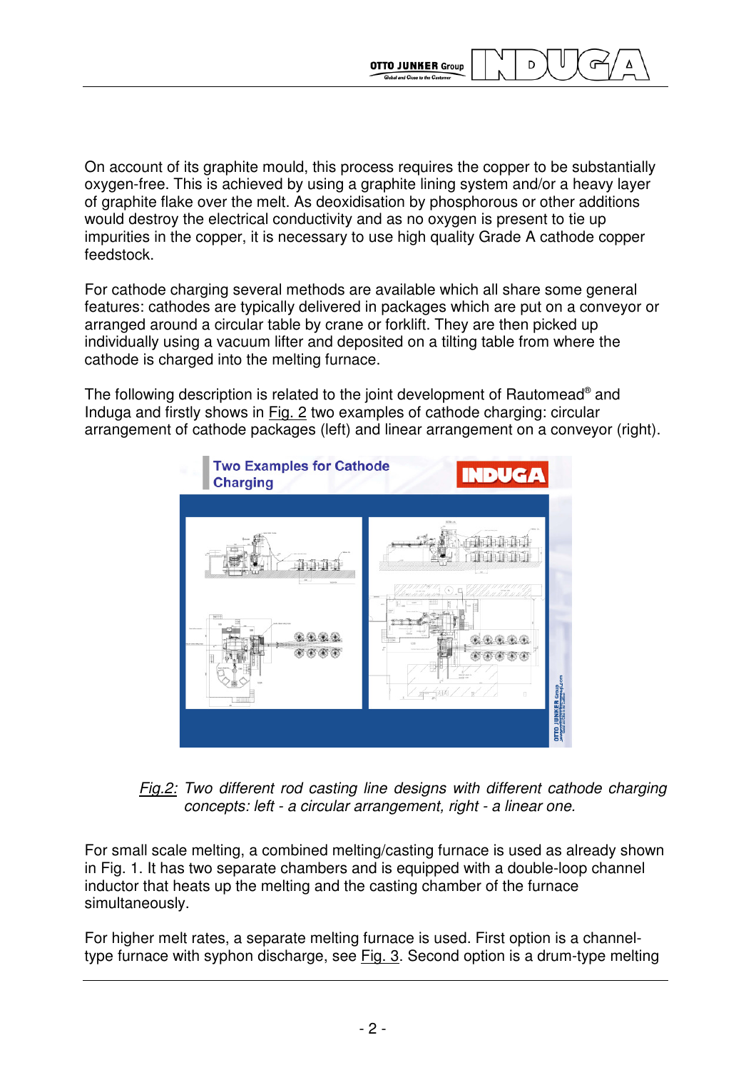On account of its graphite mould, this process requires the copper to be substantially oxygen-free. This is achieved by using a graphite lining system and/or a heavy layer of graphite flake over the melt. As deoxidisation by phosphorous or other additions would destroy the electrical conductivity and as no oxygen is present to tie up impurities in the copper, it is necessary to use high quality Grade A cathode copper feedstock.

For cathode charging several methods are available which all share some general features: cathodes are typically delivered in packages which are put on a conveyor or arranged around a circular table by crane or forklift. They are then picked up individually using a vacuum lifter and deposited on a tilting table from where the cathode is charged into the melting furnace.

The following description is related to the joint development of Rautomead® and Induga and firstly shows in Fig. 2 two examples of cathode charging: circular arrangement of cathode packages (left) and linear arrangement on a conveyor (right).

*Fig.2: Two different rod casting line designs with different cathode charging concepts: left - a circular arrangement, right - a linear one.*

For small scale melting, a combined melting/casting furnace is used as already shown in Fig. 1. It has two separate chambers and is equipped with a double-loop channel inductor that heats up the melting and the casting chamber of the furnace simultaneously.

For higher melt rates, a separate melting furnace is used. First option is a channel-type furnace with syphon discharge, see Fig. 3. Second option is a drum-type melting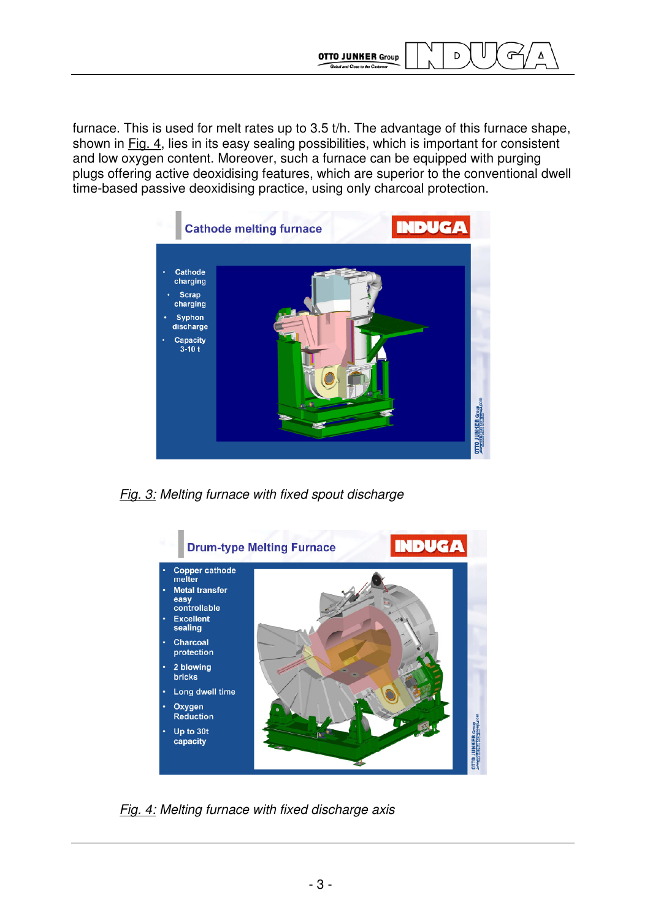furnace. This is used for melt rates up to 3.5 t/h. The advantage of this furnace shape, shown in Fig. 4, lies in its easy sealing possibilities, which is important for consistent and low oxygen content. Moreover, such a furnace can be equipped with purging plugs offering active deoxidising features, which are superior to the conventional dwell time-based passive deoxidising practice, using only charcoal protection.

*Fig. 3: Melting furnace with fixed spout discharge*

*Fig. 4: Melting furnace with fixed discharge axis*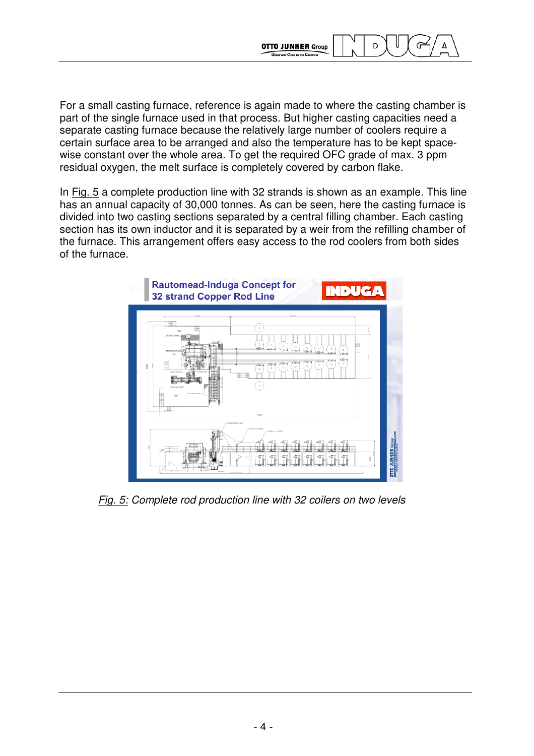For a small casting furnace, reference is again made to where the casting chamber is part of the single furnace used in that process. But higher casting capacities need a separate casting furnace because the relatively large number of coolers require a certain surface area to be arranged and also the temperature has to be kept space-wise constant over the whole area. To get the required OFC grade of max. 3 ppm residual oxygen, the melt surface is completely covered by carbon flake.

In Fig. 5 a complete production line with 32 strands is shown as an example. This line has an annual capacity of 30,000 tonnes. As can be seen, here the casting furnace is divided into two casting sections separated by a central filling chamber. Each casting section has its own inductor and it is separated by a weir from the refilling chamber of the furnace. This arrangement offers easy access to the rod coolers from both sides of the furnace.

*Fig. 5: Complete rod production line with 32 coilers on two levels*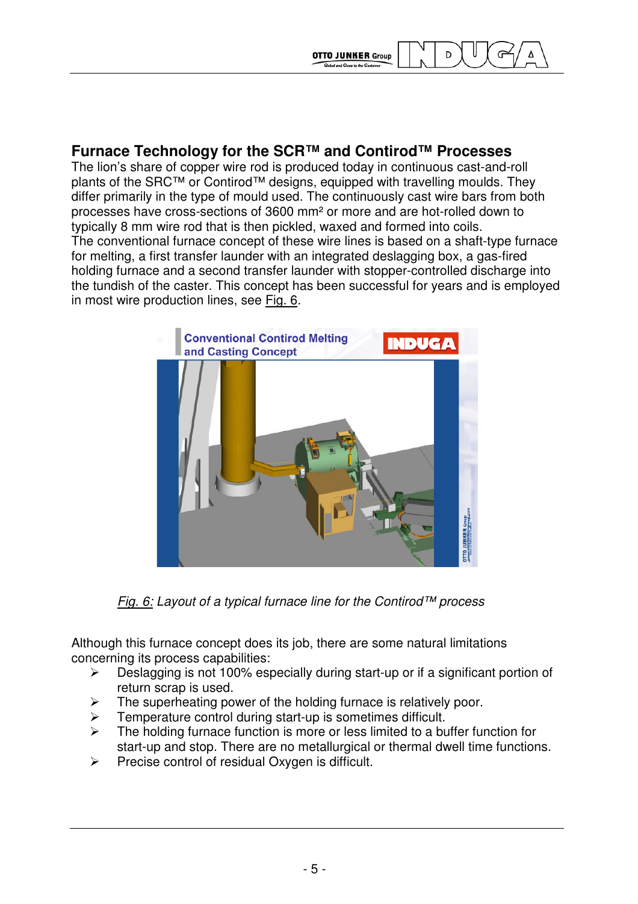## Furnace Technology for the SCR™ and Contirod™ Processes

The lion's share of copper wire rod is produced today in continuous cast-and-roll plants of the SRC™ or Contirod™ designs, equipped with travelling moulds. They differ primarily in the type of mould used. The continuously cast wire bars from both processes have cross-sections of 3600 mm² or more and are hot-rolled down to typically 8 mm wire rod that is then pickled, waxed and formed into coils.
The conventional furnace concept of these wire lines is based on a shaft-type furnace for melting, a first transfer launder with an integrated deslagging box, a gas-fired holding furnace and a second transfer launder with stopper-controlled discharge into the tundish of the caster. This concept has been successful for years and is employed in most wire production lines, see Fig. 6.

*Fig. 6: Layout of a typical furnace line for the Contirod™ process*

Although this furnace concept does its job, there are some natural limitations concerning its process capabilities:

- Deslagging is not 100% especially during start-up or if a significant portion of return scrap is used.
- The superheating power of the holding furnace is relatively poor.
- Temperature control during start-up is sometimes difficult.
- The holding furnace function is more or less limited to a buffer function for start-up and stop. There are no metallurgical or thermal dwell time functions.
- Precise control of residual Oxygen is difficult.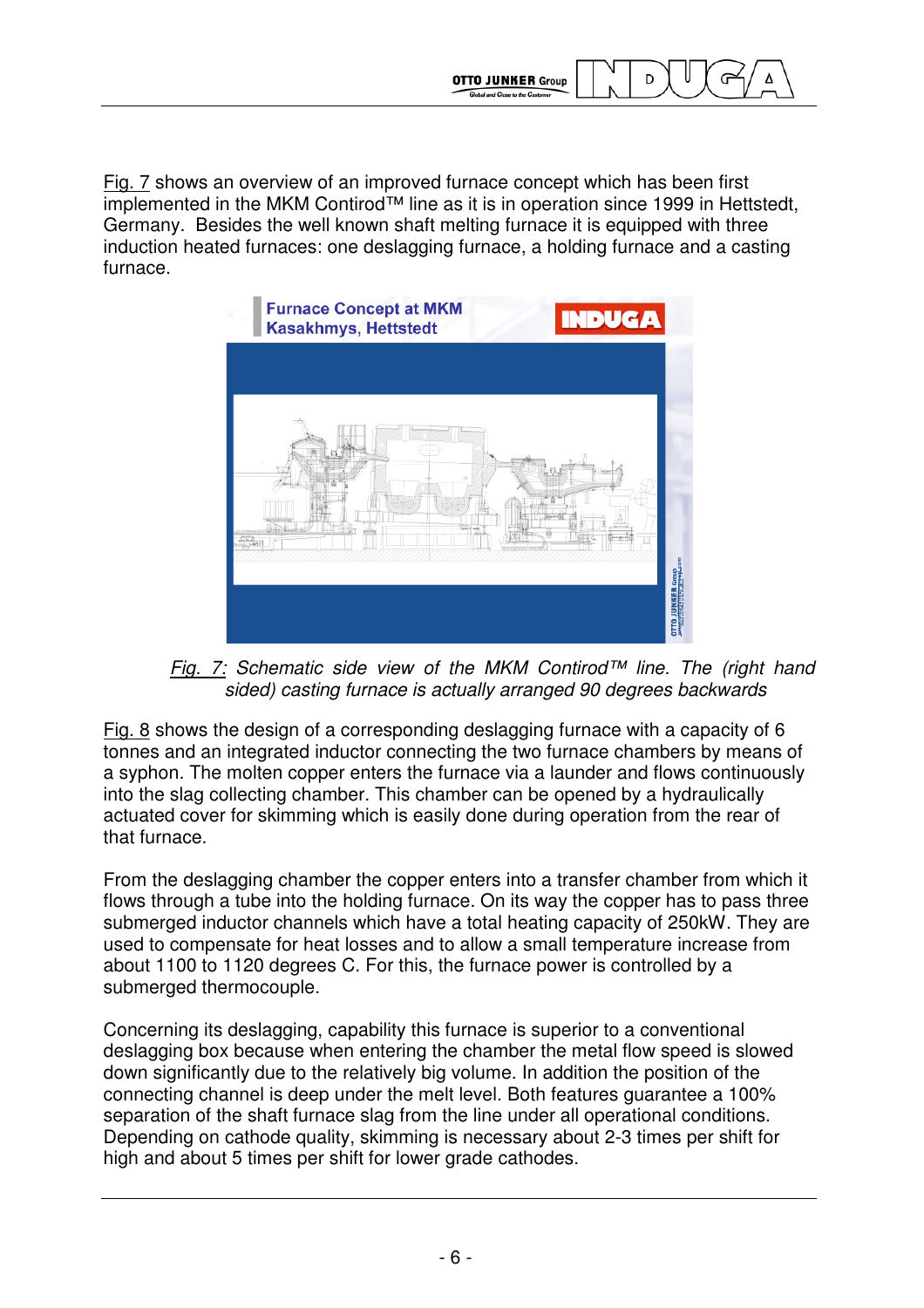Fig. 7 shows an overview of an improved furnace concept which has been first implemented in the MKM Contirod™ line as it is in operation since 1999 in Hettstedt, Germany. Besides the well known shaft melting furnace it is equipped with three induction heated furnaces: one deslagging furnace, a holding furnace and a casting furnace.

*Fig. 7: Schematic side view of the MKM Contirod™ line. The (right hand sided) casting furnace is actually arranged 90 degrees backwards*

Fig. 8 shows the design of a corresponding deslagging furnace with a capacity of 6 tonnes and an integrated inductor connecting the two furnace chambers by means of a syphon. The molten copper enters the furnace via a launder and flows continuously into the slag collecting chamber. This chamber can be opened by a hydraulically actuated cover for skimming which is easily done during operation from the rear of that furnace.

From the deslagging chamber the copper enters into a transfer chamber from which it flows through a tube into the holding furnace. On its way the copper has to pass three submerged inductor channels which have a total heating capacity of 250kW. They are used to compensate for heat losses and to allow a small temperature increase from about 1100 to 1120 degrees C. For this, the furnace power is controlled by a submerged thermocouple.

Concerning its deslagging, capability this furnace is superior to a conventional deslagging box because when entering the chamber the metal flow speed is slowed down significantly due to the relatively big volume. In addition the position of the connecting channel is deep under the melt level. Both features guarantee a 100% separation of the shaft furnace slag from the line under all operational conditions. Depending on cathode quality, skimming is necessary about 2-3 times per shift for high and about 5 times per shift for lower grade cathodes.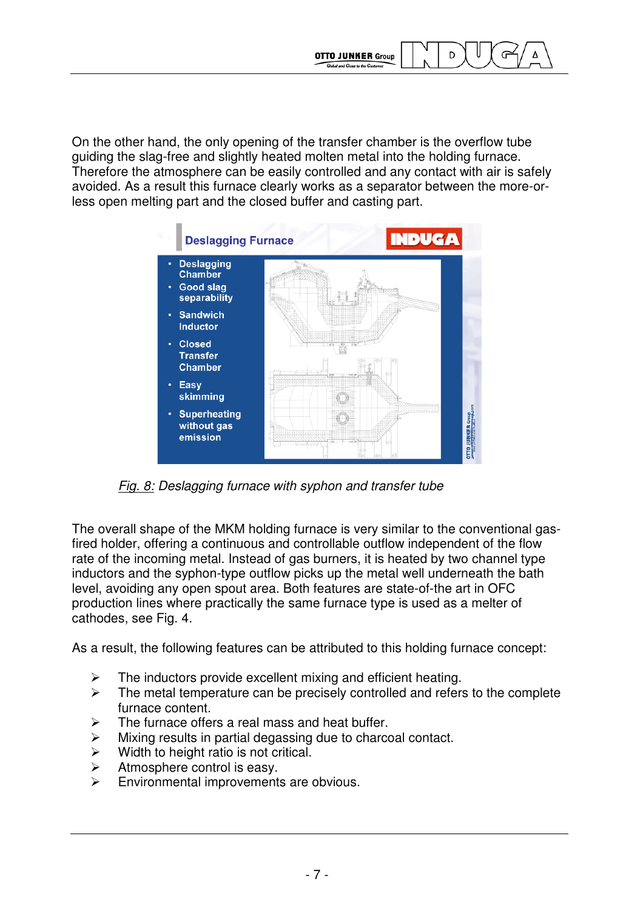On the other hand, the only opening of the transfer chamber is the overflow tube guiding the slag-free and slightly heated molten metal into the holding furnace. Therefore the atmosphere can be easily controlled and any contact with air is safely avoided. As a result this furnace clearly works as a separator between the more-or-less open melting part and the closed buffer and casting part.

*Fig. 8: Deslagging furnace with syphon and transfer tube*

The overall shape of the MKM holding furnace is very similar to the conventional gas-fired holder, offering a continuous and controllable outflow independent of the flow rate of the incoming metal. Instead of gas burners, it is heated by two channel type inductors and the syphon-type outflow picks up the metal well underneath the bath level, avoiding any open spout area. Both features are state-of-the-art in OFC production lines where practically the same furnace type is used as a melter of cathodes, see Fig. 4.

As a result, the following features can be attributed to this holding furnace concept:

- The inductors provide excellent mixing and efficient heating.
- The metal temperature can be precisely controlled and refers to the complete furnace content.
- The furnace offers a real mass and heat buffer.
- Mixing results in partial degassing due to charcoal contact.
- Width to height ratio is not critical.
- Atmosphere control is easy.
- Environmental improvements are obvious.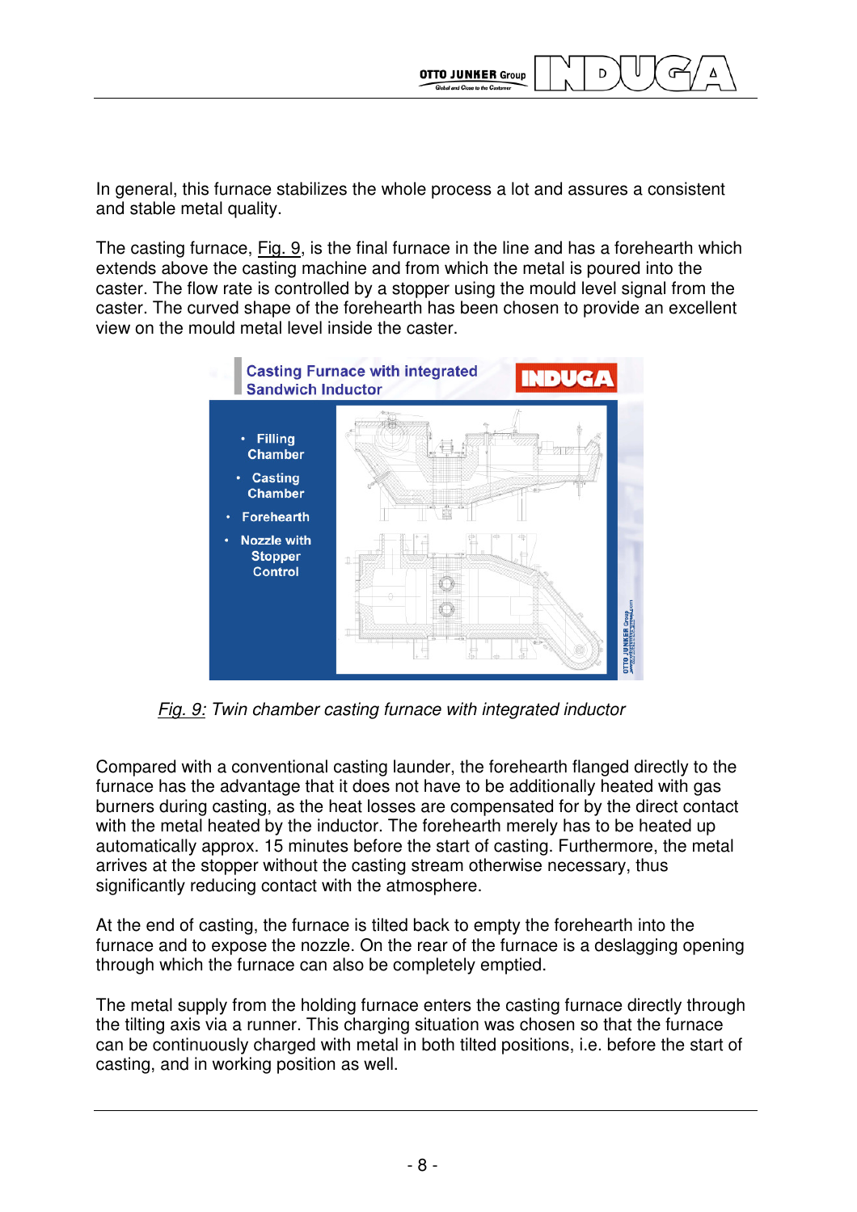In general, this furnace stabilizes the whole process a lot and assures a consistent and stable metal quality.

The casting furnace, Fig. 9, is the final furnace in the line and has a forehearth which extends above the casting machine and from which the metal is poured into the caster. The flow rate is controlled by a stopper using the mould level signal from the caster. The curved shape of the forehearth has been chosen to provide an excellent view on the mould metal level inside the caster.

*Fig. 9: Twin chamber casting furnace with integrated inductor*

Compared with a conventional casting launder, the forehearth flanged directly to the furnace has the advantage that it does not have to be additionally heated with gas burners during casting, as the heat losses are compensated for by the direct contact with the metal heated by the inductor. The forehearth merely has to be heated up automatically approx. 15 minutes before the start of casting. Furthermore, the metal arrives at the stopper without the casting stream otherwise necessary, thus significantly reducing contact with the atmosphere.

At the end of casting, the furnace is tilted back to empty the forehearth into the furnace and to expose the nozzle. On the rear of the furnace is a deslagging opening through which the furnace can also be completely emptied.

The metal supply from the holding furnace enters the casting furnace directly through the tilting axis via a runner. This charging situation was chosen so that the furnace can be continuously charged with metal in both tilted positions, i.e. before the start of casting, and in working position as well.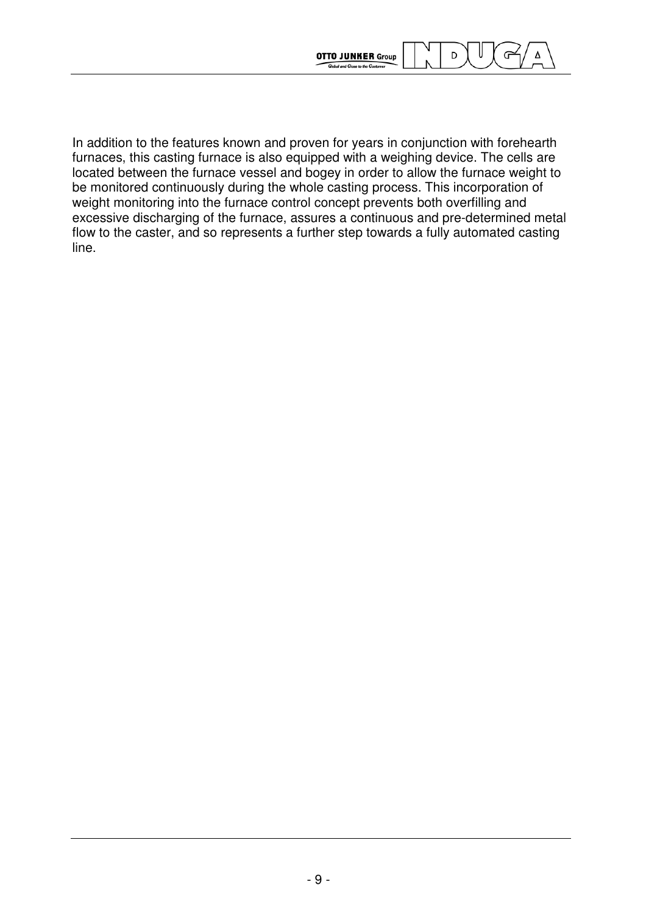In addition to the features known and proven for years in conjunction with forehearth furnaces, this casting furnace is also equipped with a weighing device. The cells are located between the furnace vessel and bogey in order to allow the furnace weight to be monitored continuously during the whole casting process. This incorporation of weight monitoring into the furnace control concept prevents both overfilling and excessive discharging of the furnace, assures a continuous and pre-determined metal flow to the caster, and so represents a further step towards a fully automated casting line.